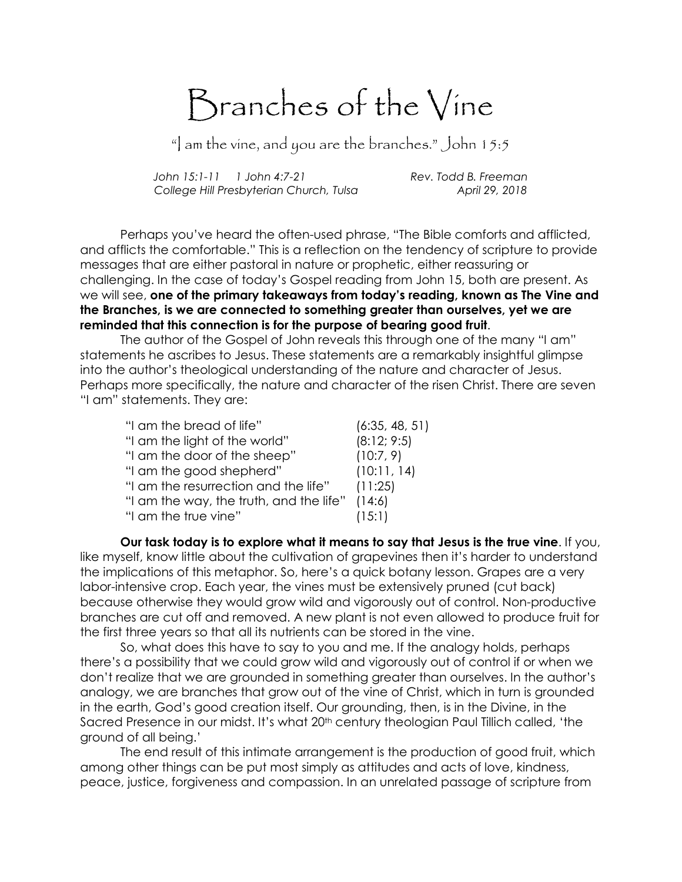# Branches of the Vine

"I am the vine, and you are the branches." John 15:5

*John 15:1-11     1 John 4:7-21*                                    *Rev. Todd B. Freeman*
*College Hill Presbyterian Church, Tulsa*                        *April 29, 2018*

Perhaps you've heard the often-used phrase, "The Bible comforts and afflicted, and afflicts the comfortable." This is a reflection on the tendency of scripture to provide messages that are either pastoral in nature or prophetic, either reassuring or challenging. In the case of today's Gospel reading from John 15, both are present. As we will see, **one of the primary takeaways from today's reading, known as The Vine and the Branches, is we are connected to something greater than ourselves, yet we are reminded that this connection is for the purpose of bearing good fruit**.

The author of the Gospel of John reveals this through one of the many "I am" statements he ascribes to Jesus. These statements are a remarkably insightful glimpse into the author's theological understanding of the nature and character of Jesus. Perhaps more specifically, the nature and character of the risen Christ. There are seven "I am" statements. They are:

| | |
|---|---|
| "I am the bread of life" | (6:35, 48, 51) |
| "I am the light of the world" | (8:12; 9:5) |
| "I am the door of the sheep" | (10:7, 9) |
| "I am the good shepherd" | (10:11, 14) |
| "I am the resurrection and the life" | (11:25) |
| "I am the way, the truth, and the life" | (14:6) |
| "I am the true vine" | (15:1) |

**Our task today is to explore what it means to say that Jesus is the true vine**. If you, like myself, know little about the cultivation of grapevines then it's harder to understand the implications of this metaphor. So, here's a quick botany lesson. Grapes are a very labor-intensive crop. Each year, the vines must be extensively pruned (cut back) because otherwise they would grow wild and vigorously out of control. Non-productive branches are cut off and removed. A new plant is not even allowed to produce fruit for the first three years so that all its nutrients can be stored in the vine.

So, what does this have to say to you and me. If the analogy holds, perhaps there's a possibility that we could grow wild and vigorously out of control if or when we don't realize that we are grounded in something greater than ourselves. In the author's analogy, we are branches that grow out of the vine of Christ, which in turn is grounded in the earth, God's good creation itself. Our grounding, then, is in the Divine, in the Sacred Presence in our midst. It's what 20th century theologian Paul Tillich called, 'the ground of all being.'

The end result of this intimate arrangement is the production of good fruit, which among other things can be put most simply as attitudes and acts of love, kindness, peace, justice, forgiveness and compassion. In an unrelated passage of scripture from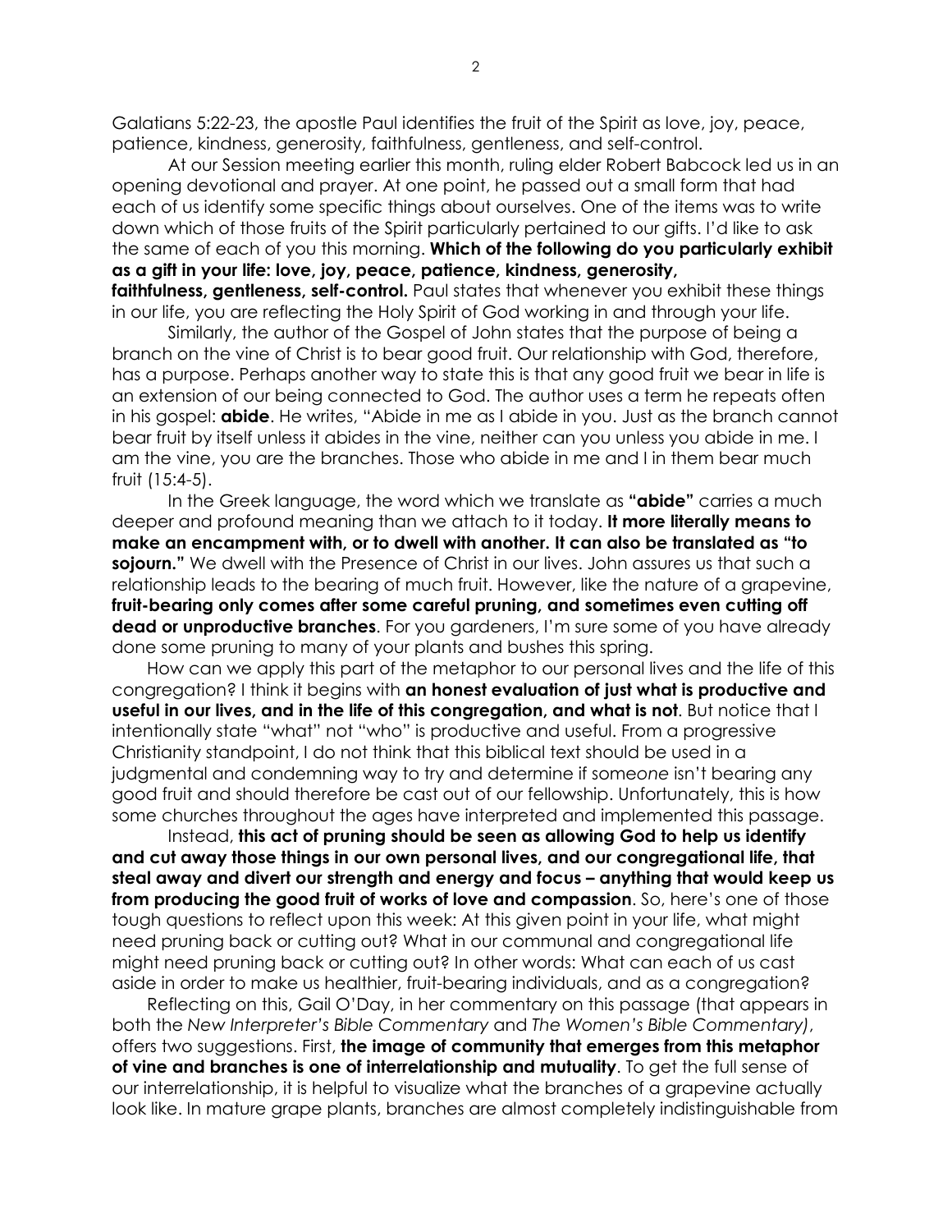Galatians 5:22-23, the apostle Paul identifies the fruit of the Spirit as love, joy, peace, patience, kindness, generosity, faithfulness, gentleness, and self-control.

At our Session meeting earlier this month, ruling elder Robert Babcock led us in an opening devotional and prayer. At one point, he passed out a small form that had each of us identify some specific things about ourselves. One of the items was to write down which of those fruits of the Spirit particularly pertained to our gifts. I'd like to ask the same of each of you this morning. **Which of the following do you particularly exhibit as a gift in your life: love, joy, peace, patience, kindness, generosity, faithfulness, gentleness, self-control.** Paul states that whenever you exhibit these things in our life, you are reflecting the Holy Spirit of God working in and through your life.

Similarly, the author of the Gospel of John states that the purpose of being a branch on the vine of Christ is to bear good fruit. Our relationship with God, therefore, has a purpose. Perhaps another way to state this is that any good fruit we bear in life is an extension of our being connected to God. The author uses a term he repeats often in his gospel: **abide**. He writes, "Abide in me as I abide in you. Just as the branch cannot bear fruit by itself unless it abides in the vine, neither can you unless you abide in me. I am the vine, you are the branches. Those who abide in me and I in them bear much fruit (15:4-5).

In the Greek language, the word which we translate as **"abide"** carries a much deeper and profound meaning than we attach to it today. **It more literally means to make an encampment with, or to dwell with another. It can also be translated as "to sojourn."** We dwell with the Presence of Christ in our lives. John assures us that such a relationship leads to the bearing of much fruit. However, like the nature of a grapevine, **fruit-bearing only comes after some careful pruning, and sometimes even cutting off dead or unproductive branches**. For you gardeners, I'm sure some of you have already done some pruning to many of your plants and bushes this spring.

How can we apply this part of the metaphor to our personal lives and the life of this congregation? I think it begins with **an honest evaluation of just what is productive and useful in our lives, and in the life of this congregation, and what is not**. But notice that I intentionally state "what" not "who" is productive and useful. From a progressive Christianity standpoint, I do not think that this biblical text should be used in a judgmental and condemning way to try and determine if some*one* isn't bearing any good fruit and should therefore be cast out of our fellowship. Unfortunately, this is how some churches throughout the ages have interpreted and implemented this passage.

Instead, **this act of pruning should be seen as allowing God to help us identify and cut away those things in our own personal lives, and our congregational life, that steal away and divert our strength and energy and focus – anything that would keep us from producing the good fruit of works of love and compassion**. So, here's one of those tough questions to reflect upon this week: At this given point in your life, what might need pruning back or cutting out? What in our communal and congregational life might need pruning back or cutting out? In other words: What can each of us cast aside in order to make us healthier, fruit-bearing individuals, and as a congregation?

Reflecting on this, Gail O'Day, in her commentary on this passage (that appears in both the *New Interpreter's Bible Commentary* and *The Women's Bible Commentary)*, offers two suggestions. First, **the image of community that emerges from this metaphor of vine and branches is one of interrelationship and mutuality**. To get the full sense of our interrelationship, it is helpful to visualize what the branches of a grapevine actually look like. In mature grape plants, branches are almost completely indistinguishable from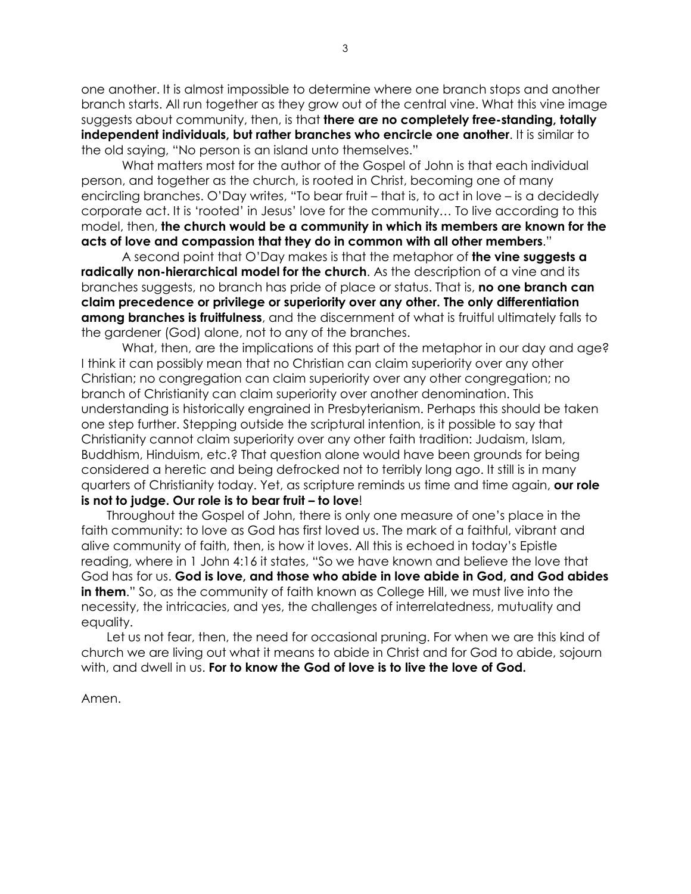one another. It is almost impossible to determine where one branch stops and another branch starts. All run together as they grow out of the central vine. What this vine image suggests about community, then, is that **there are no completely free-standing, totally independent individuals, but rather branches who encircle one another**. It is similar to the old saying, "No person is an island unto themselves."

What matters most for the author of the Gospel of John is that each individual person, and together as the church, is rooted in Christ, becoming one of many encircling branches. O'Day writes, "To bear fruit – that is, to act in love – is a decidedly corporate act. It is 'rooted' in Jesus' love for the community… To live according to this model, then, **the church would be a community in which its members are known for the acts of love and compassion that they do in common with all other members**."

A second point that O'Day makes is that the metaphor of **the vine suggests a radically non-hierarchical model for the church**. As the description of a vine and its branches suggests, no branch has pride of place or status. That is, **no one branch can claim precedence or privilege or superiority over any other. The only differentiation among branches is fruitfulness**, and the discernment of what is fruitful ultimately falls to the gardener (God) alone, not to any of the branches.

What, then, are the implications of this part of the metaphor in our day and age? I think it can possibly mean that no Christian can claim superiority over any other Christian; no congregation can claim superiority over any other congregation; no branch of Christianity can claim superiority over another denomination. This understanding is historically engrained in Presbyterianism. Perhaps this should be taken one step further. Stepping outside the scriptural intention, is it possible to say that Christianity cannot claim superiority over any other faith tradition: Judaism, Islam, Buddhism, Hinduism, etc.? That question alone would have been grounds for being considered a heretic and being defrocked not to terribly long ago. It still is in many quarters of Christianity today. Yet, as scripture reminds us time and time again, **our role is not to judge. Our role is to bear fruit – to love**!

Throughout the Gospel of John, there is only one measure of one's place in the faith community: to love as God has first loved us. The mark of a faithful, vibrant and alive community of faith, then, is how it loves. All this is echoed in today's Epistle reading, where in 1 John 4:16 it states, "So we have known and believe the love that God has for us. **God is love, and those who abide in love abide in God, and God abides in them**." So, as the community of faith known as College Hill, we must live into the necessity, the intricacies, and yes, the challenges of interrelatedness, mutuality and equality.

Let us not fear, then, the need for occasional pruning. For when we are this kind of church we are living out what it means to abide in Christ and for God to abide, sojourn with, and dwell in us. **For to know the God of love is to live the love of God.**

Amen.